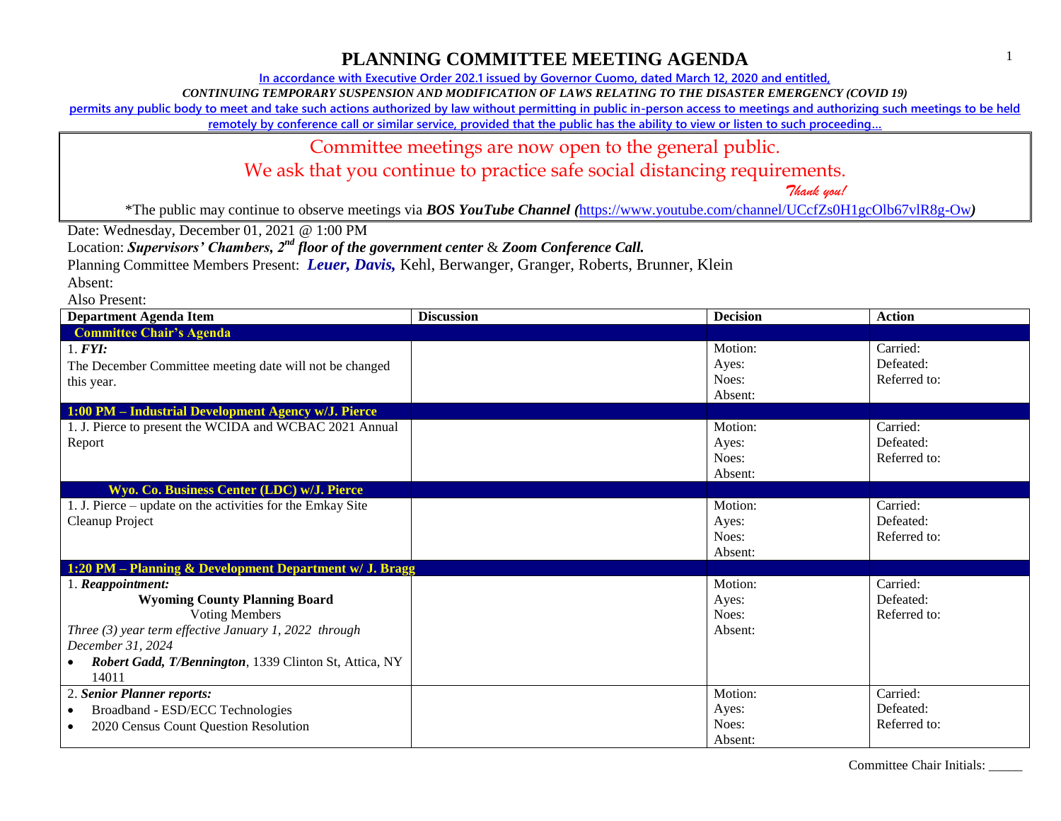# PLANNING COMMITTEE MEETING AGENDA

**In accordance with Executive Order 202.1 issued by Governor Cuomo, dated March 12, 2020 and entitled,**

***CONTINUING TEMPORARY SUSPENSION AND MODIFICATION OF LAWS RELATING TO THE DISASTER EMERGENCY (COVID 19)***

**permits any public body to meet and take such actions authorized by law without permitting in public in-person access to meetings and authorizing such meetings to be held remotely by conference call or similar service, provided that the public has the ability to view or listen to such proceeding…**

Committee meetings are now open to the general public.

We ask that you continue to practice safe social distancing requirements.

*Thank you!*

*The public may continue to observe meetings via ***BOS YouTube Channel (***https://www.youtube.com/channel/UCcfZs0H1gcOlb67vlR8g-Ow***)***

Date: Wednesday, December 01, 2021 @ 1:00 PM

Location: ***Supervisors' Chambers, 2nd floor of the government center*** & ***Zoom Conference Call.***

Planning Committee Members Present: ***Leuer, Davis,*** Kehl, Berwanger, Granger, Roberts, Brunner, Klein

Absent:

Also Present:

| Department Agenda Item | Discussion | Decision | Action |
|---|---|---|---|
| **Committee Chair's Agenda** | | | |
| 1. ***FYI:*** The December Committee meeting date will not be changed this year. | | Motion: Ayes: Noes: Absent: | Carried: Defeated: Referred to: |
| **1:00 PM – Industrial Development Agency w/J. Pierce** | | | |
| 1. J. Pierce to present the WCIDA and WCBAC 2021 Annual Report | | Motion: Ayes: Noes: Absent: | Carried: Defeated: Referred to: |
| **Wyo. Co. Business Center (LDC) w/J. Pierce** | | | |
| 1. J. Pierce – update on the activities for the Emkay Site Cleanup Project | | Motion: Ayes: Noes: Absent: | Carried: Defeated: Referred to: |
| **1:20 PM – Planning & Development Department w/ J. Bragg** | | | |
| 1. ***Reappointment:*** **Wyoming County Planning Board** Voting Members *Three (3) year term effective January 1, 2022 through December 31, 2024* • ***Robert Gadd, T/Bennington***, 1339 Clinton St, Attica, NY 14011 | | Motion: Ayes: Noes: Absent: | Carried: Defeated: Referred to: |
| 2. ***Senior Planner reports:*** • Broadband - ESD/ECC Technologies • 2020 Census Count Question Resolution | | Motion: Ayes: Noes: Absent: | Carried: Defeated: Referred to: |

Committee Chair Initials: _____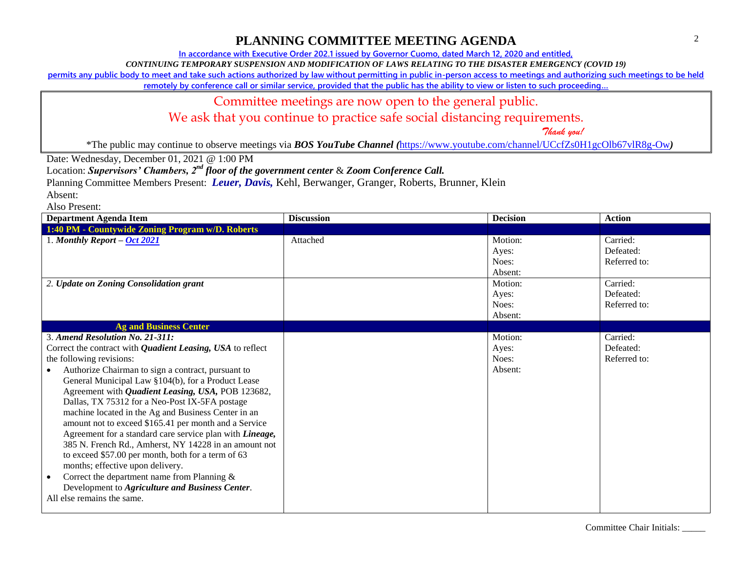# PLANNING COMMITTEE MEETING AGENDA

In accordance with Executive Order 202.1 issued by Governor Cuomo, dated March 12, 2020 and entitled,

*CONTINUING TEMPORARY SUSPENSION AND MODIFICATION OF LAWS RELATING TO THE DISASTER EMERGENCY (COVID 19)*

permits any public body to meet and take such actions authorized by law without permitting in public in-person access to meetings and authorizing such meetings to be held remotely by conference call or similar service, provided that the public has the ability to view or listen to such proceeding…

Committee meetings are now open to the general public.
We ask that you continue to practice safe social distancing requirements.
*Thank you!*

*The public may continue to observe meetings via ***BOS YouTube Channel*** (https://www.youtube.com/channel/UCcfZs0H1gcOlb67vlR8g-Ow)

Date: Wednesday, December 01, 2021 @ 1:00 PM

Location: ***Supervisors' Chambers, 2nd floor of the government center*** & ***Zoom Conference Call.***

Planning Committee Members Present: ***Leuer, Davis,*** Kehl, Berwanger, Granger, Roberts, Brunner, Klein

Absent:

Also Present:

| Department Agenda Item | Discussion | Decision | Action |
|---|---|---|---|
| **1:40 PM - Countywide Zoning Program w/D. Roberts** | | | |
| 1. ***Monthly Report – Oct 2021*** | Attached | Motion:<br>Ayes:<br>Noes:<br>Absent: | Carried:<br>Defeated:<br>Referred to: |
| 2. ***Update on Zoning Consolidation grant*** | | Motion:<br>Ayes:<br>Noes:<br>Absent: | Carried:<br>Defeated:<br>Referred to: |
| **Ag and Business Center** | | | |
| 3. ***Amend Resolution No. 21-311:***<br>Correct the contract with ***Quadient Leasing, USA*** to reflect the following revisions:<br>• Authorize Chairman to sign a contract, pursuant to General Municipal Law §104(b), for a Product Lease Agreement with ***Quadient Leasing, USA,*** POB 123682, Dallas, TX 75312 for a Neo-Post IX-5FA postage machine located in the Ag and Business Center in an amount not to exceed $165.41 per month and a Service Agreement for a standard care service plan with ***Lineage,*** 385 N. French Rd., Amherst, NY 14228 in an amount not to exceed $57.00 per month, both for a term of 63 months; effective upon delivery.<br>• Correct the department name from Planning & Development to ***Agriculture and Business Center***.<br>All else remains the same. | | Motion:<br>Ayes:<br>Noes:<br>Absent: | Carried:<br>Defeated:<br>Referred to: |

Committee Chair Initials: _____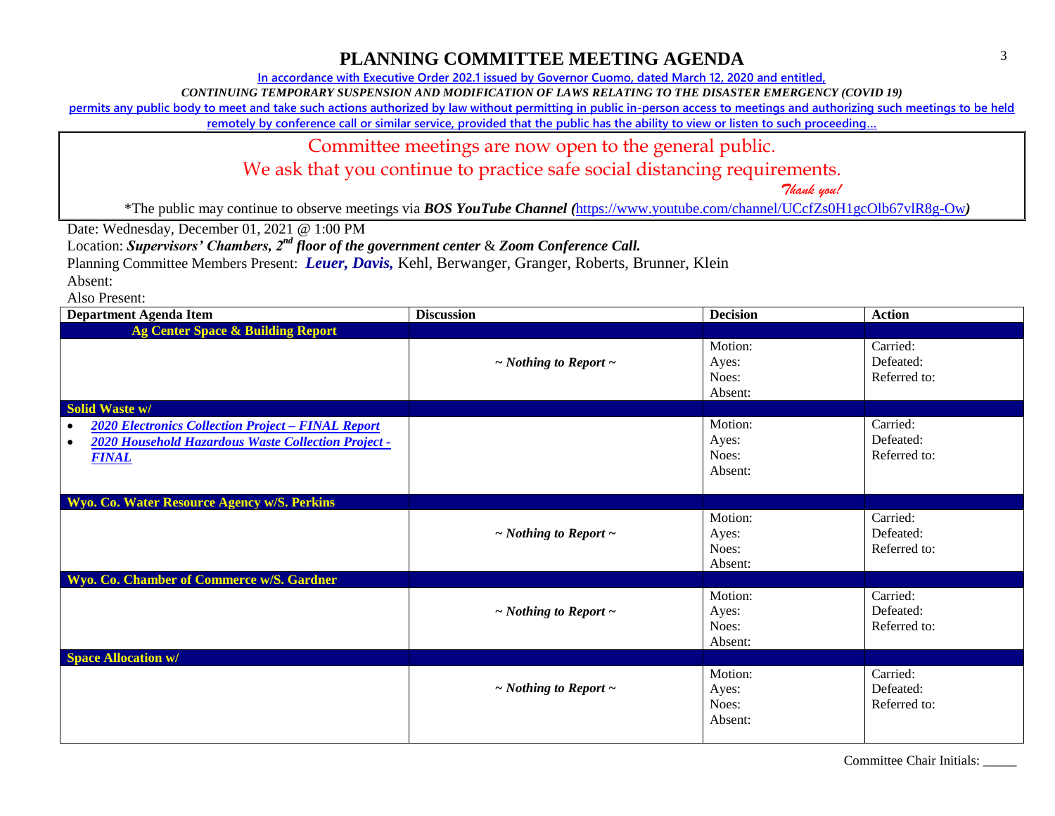# PLANNING COMMITTEE MEETING AGENDA

In accordance with Executive Order 202.1 issued by Governor Cuomo, dated March 12, 2020 and entitled,

*CONTINUING TEMPORARY SUSPENSION AND MODIFICATION OF LAWS RELATING TO THE DISASTER EMERGENCY (COVID 19)*

permits any public body to meet and take such actions authorized by law without permitting in public in-person access to meetings and authorizing such meetings to be held remotely by conference call or similar service, provided that the public has the ability to view or listen to such proceeding…

Committee meetings are now open to the general public.
We ask that you continue to practice safe social distancing requirements.
*Thank you!*

\*The public may continue to observe meetings via ***BOS YouTube Channel (***[https://www.youtube.com/channel/UCcfZs0H1gcOlb67vlR8g-Ow](https://www.youtube.com/channel/UCcfZs0H1gcOlb67vlR8g-Ow)***)***

Date: Wednesday, December 01, 2021 @ 1:00 PM
Location: ***Supervisors' Chambers, 2nd floor of the government center*** & ***Zoom Conference Call.***
Planning Committee Members Present: ***Leuer, Davis,*** Kehl, Berwanger, Granger, Roberts, Brunner, Klein
Absent:
Also Present:

| Department Agenda Item | Discussion | Decision | Action |
|---|---|---|---|
| **Ag Center Space & Building Report** | | | |
| | *~ Nothing to Report ~* | Motion:<br>Ayes:<br>Noes:<br>Absent: | Carried:<br>Defeated:<br>Referred to: |
| **Solid Waste w/** | | | |
| • ***2020 Electronics Collection Project – FINAL Report***<br>• ***2020 Household Hazardous Waste Collection Project - FINAL*** | | Motion:<br>Ayes:<br>Noes:<br>Absent: | Carried:<br>Defeated:<br>Referred to: |
| **Wyo. Co. Water Resource Agency w/S. Perkins** | | | |
| | *~ Nothing to Report ~* | Motion:<br>Ayes:<br>Noes:<br>Absent: | Carried:<br>Defeated:<br>Referred to: |
| **Wyo. Co. Chamber of Commerce w/S. Gardner** | | | |
| | *~ Nothing to Report ~* | Motion:<br>Ayes:<br>Noes:<br>Absent: | Carried:<br>Defeated:<br>Referred to: |
| **Space Allocation w/** | | | |
| | *~ Nothing to Report ~* | Motion:<br>Ayes:<br>Noes:<br>Absent: | Carried:<br>Defeated:<br>Referred to: |

Committee Chair Initials: _____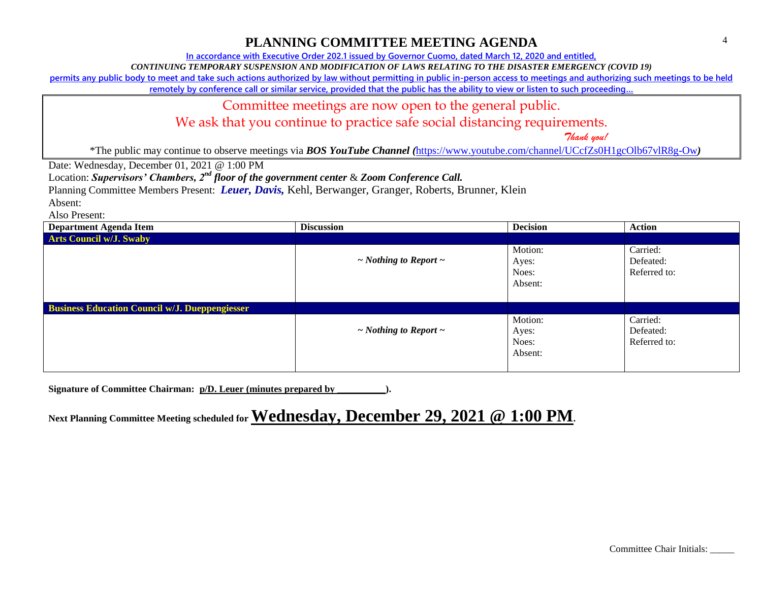# PLANNING COMMITTEE MEETING AGENDA

In accordance with Executive Order 202.1 issued by Governor Cuomo, dated March 12, 2020 and entitled,

*CONTINUING TEMPORARY SUSPENSION AND MODIFICATION OF LAWS RELATING TO THE DISASTER EMERGENCY (COVID 19)*

permits any public body to meet and take such actions authorized by law without permitting in public in-person access to meetings and authorizing such meetings to be held remotely by conference call or similar service, provided that the public has the ability to view or listen to such proceeding…

Committee meetings are now open to the general public.

We ask that you continue to practice safe social distancing requirements.

*Thank you!*

*The public may continue to observe meetings via ***BOS YouTube Channel*** (https://www.youtube.com/channel/UCcfZs0H1gcOlb67vlR8g-Ow)

Date: Wednesday, December 01, 2021 @ 1:00 PM

Location: ***Supervisors' Chambers, 2nd floor of the government center*** & ***Zoom Conference Call.***

Planning Committee Members Present: ***Leuer, Davis,*** Kehl, Berwanger, Granger, Roberts, Brunner, Klein

Absent:

Also Present:

| Department Agenda Item | Discussion | Decision | Action |
|---|---|---|---|
| **Arts Council w/J. Swaby** | | | |
| | *~ Nothing to Report ~* | Motion:<br>Ayes:<br>Noes:<br>Absent: | Carried:<br>Defeated:<br>Referred to: |
| **Business Education Council w/J. Dueppengiesser** | | | |
| | *~ Nothing to Report ~* | Motion:<br>Ayes:<br>Noes:<br>Absent: | Carried:<br>Defeated:<br>Referred to: |

**Signature of Committee Chairman: p/D. Leuer (minutes prepared by __________).**

**Next Planning Committee Meeting scheduled for Wednesday, December 29, 2021 @ 1:00 PM.**

Committee Chair Initials: _____